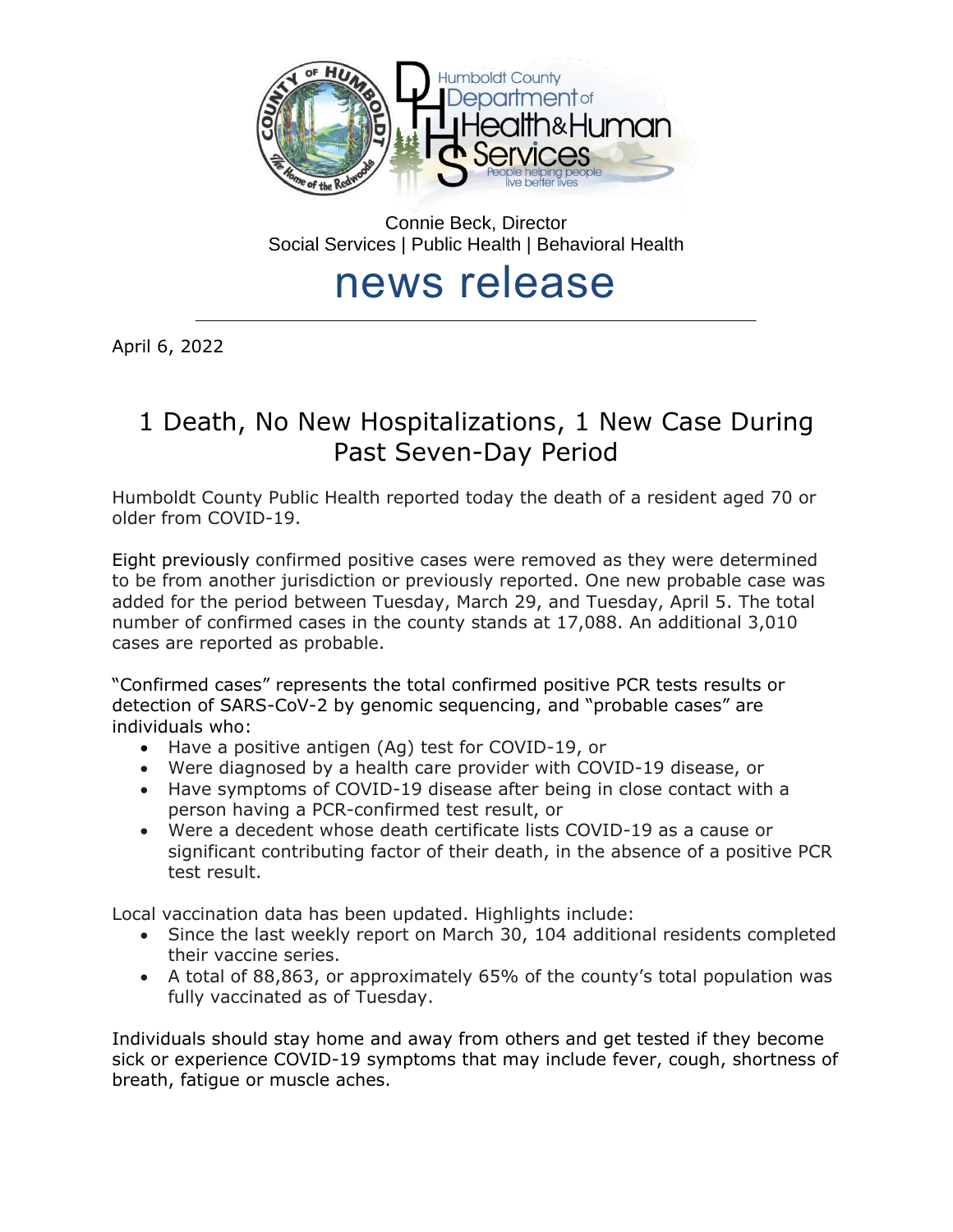Humboldt County Department of Health & Human Services

People helping people live better lives

Connie Beck, Director

Social Services | Public Health | Behavioral Health

# news release

April 6, 2022

## 1 Death, No New Hospitalizations, 1 New Case During Past Seven-Day Period

Humboldt County Public Health reported today the death of a resident aged 70 or older from COVID-19.

Eight previously confirmed positive cases were removed as they were determined to be from another jurisdiction or previously reported. One new probable case was added for the period between Tuesday, March 29, and Tuesday, April 5. The total number of confirmed cases in the county stands at 17,088. An additional 3,010 cases are reported as probable.

"Confirmed cases" represents the total confirmed positive PCR tests results or detection of SARS-CoV-2 by genomic sequencing, and "probable cases" are individuals who:

- Have a positive antigen (Ag) test for COVID-19, or
- Were diagnosed by a health care provider with COVID-19 disease, or
- Have symptoms of COVID-19 disease after being in close contact with a person having a PCR-confirmed test result, or
- Were a decedent whose death certificate lists COVID-19 as a cause or significant contributing factor of their death, in the absence of a positive PCR test result.

Local vaccination data has been updated. Highlights include:

- Since the last weekly report on March 30, 104 additional residents completed their vaccine series.
- A total of 88,863, or approximately 65% of the county's total population was fully vaccinated as of Tuesday.

Individuals should stay home and away from others and get tested if they become sick or experience COVID-19 symptoms that may include fever, cough, shortness of breath, fatigue or muscle aches.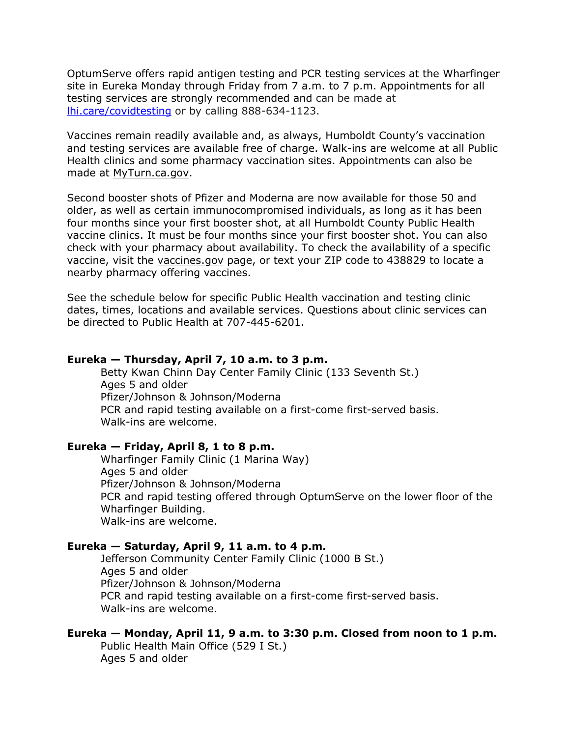OptumServe offers rapid antigen testing and PCR testing services at the Wharfinger site in Eureka Monday through Friday from 7 a.m. to 7 p.m. Appointments for all testing services are strongly recommended and can be made at [lhi.care/covidtesting](lhi.care/covidtesting) or by calling 888-634-1123.

Vaccines remain readily available and, as always, Humboldt County's vaccination and testing services are available free of charge. Walk-ins are welcome at all Public Health clinics and some pharmacy vaccination sites. Appointments can also be made at MyTurn.ca.gov.

Second booster shots of Pfizer and Moderna are now available for those 50 and older, as well as certain immunocompromised individuals, as long as it has been four months since your first booster shot, at all Humboldt County Public Health vaccine clinics. It must be four months since your first booster shot. You can also check with your pharmacy about availability. To check the availability of a specific vaccine, visit the vaccines.gov page, or text your ZIP code to 438829 to locate a nearby pharmacy offering vaccines.

See the schedule below for specific Public Health vaccination and testing clinic dates, times, locations and available services. Questions about clinic services can be directed to Public Health at 707-445-6201.

**Eureka — Thursday, April 7, 10 a.m. to 3 p.m.**

Betty Kwan Chinn Day Center Family Clinic (133 Seventh St.)
Ages 5 and older
Pfizer/Johnson & Johnson/Moderna
PCR and rapid testing available on a first-come first-served basis.
Walk-ins are welcome.

**Eureka — Friday, April 8, 1 to 8 p.m.**

Wharfinger Family Clinic (1 Marina Way)
Ages 5 and older
Pfizer/Johnson & Johnson/Moderna
PCR and rapid testing offered through OptumServe on the lower floor of the Wharfinger Building.
Walk-ins are welcome.

**Eureka — Saturday, April 9, 11 a.m. to 4 p.m.**

Jefferson Community Center Family Clinic (1000 B St.)
Ages 5 and older
Pfizer/Johnson & Johnson/Moderna
PCR and rapid testing available on a first-come first-served basis.
Walk-ins are welcome.

**Eureka — Monday, April 11, 9 a.m. to 3:30 p.m. Closed from noon to 1 p.m.**

Public Health Main Office (529 I St.)
Ages 5 and older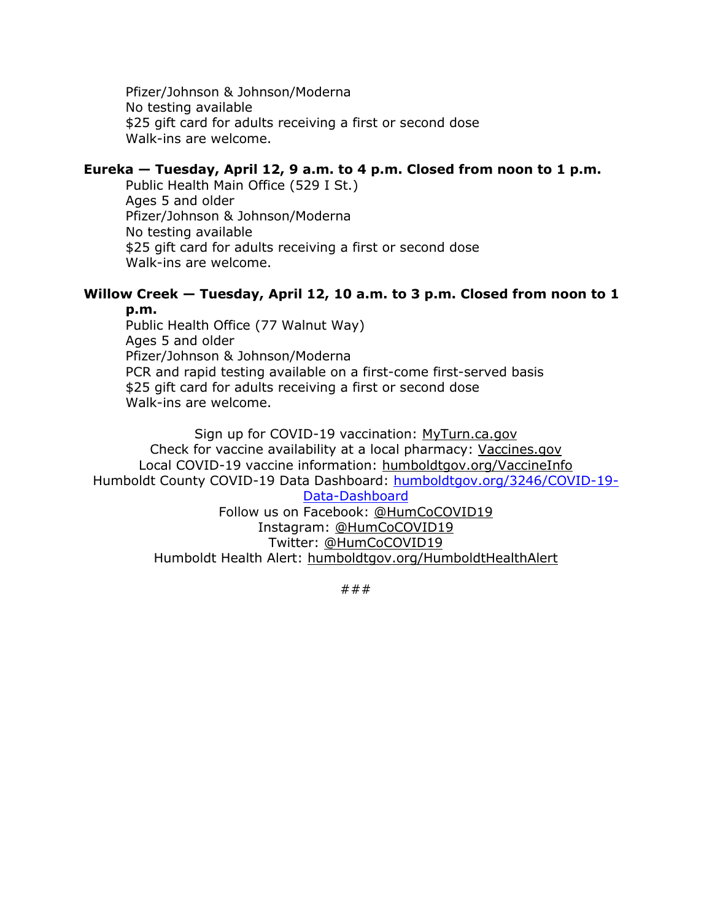Pfizer/Johnson & Johnson/Moderna
No testing available
$25 gift card for adults receiving a first or second dose
Walk-ins are welcome.

**Eureka — Tuesday, April 12, 9 a.m. to 4 p.m. Closed from noon to 1 p.m.**

Public Health Main Office (529 I St.)
Ages 5 and older
Pfizer/Johnson & Johnson/Moderna
No testing available
$25 gift card for adults receiving a first or second dose
Walk-ins are welcome.

**Willow Creek — Tuesday, April 12, 10 a.m. to 3 p.m. Closed from noon to 1 p.m.**

Public Health Office (77 Walnut Way)
Ages 5 and older
Pfizer/Johnson & Johnson/Moderna
PCR and rapid testing available on a first-come first-served basis
$25 gift card for adults receiving a first or second dose
Walk-ins are welcome.

Sign up for COVID-19 vaccination: MyTurn.ca.gov
Check for vaccine availability at a local pharmacy: Vaccines.gov
Local COVID-19 vaccine information: humboldtgov.org/VaccineInfo
Humboldt County COVID-19 Data Dashboard: humboldtgov.org/3246/COVID-19-Data-Dashboard
Follow us on Facebook: @HumCoCOVID19
Instagram: @HumCoCOVID19
Twitter: @HumCoCOVID19
Humboldt Health Alert: humboldtgov.org/HumboldtHealthAlert

###